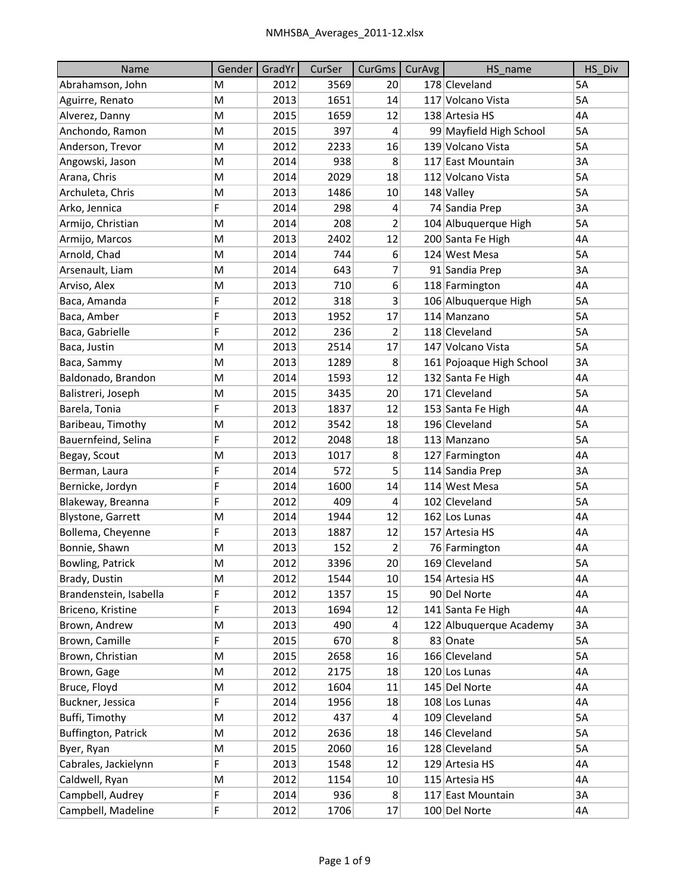| Name | Gender | GradYr | CurSer | CurGms | CurAvg | HS_name | HS_Div |
|---|---|---|---|---|---|---|---|
| Abrahamson, John | M | 2012 | 3569 | 20 | 178 | Cleveland | 5A |
| Aguirre, Renato | M | 2013 | 1651 | 14 | 117 | Volcano Vista | 5A |
| Alverez, Danny | M | 2015 | 1659 | 12 | 138 | Artesia HS | 4A |
| Anchondo, Ramon | M | 2015 | 397 | 4 | 99 | Mayfield High School | 5A |
| Anderson, Trevor | M | 2012 | 2233 | 16 | 139 | Volcano Vista | 5A |
| Angowski, Jason | M | 2014 | 938 | 8 | 117 | East Mountain | 3A |
| Arana, Chris | M | 2014 | 2029 | 18 | 112 | Volcano Vista | 5A |
| Archuleta, Chris | M | 2013 | 1486 | 10 | 148 | Valley | 5A |
| Arko, Jennica | F | 2014 | 298 | 4 | 74 | Sandia Prep | 3A |
| Armijo, Christian | M | 2014 | 208 | 2 | 104 | Albuquerque High | 5A |
| Armijo, Marcos | M | 2013 | 2402 | 12 | 200 | Santa Fe High | 4A |
| Arnold, Chad | M | 2014 | 744 | 6 | 124 | West Mesa | 5A |
| Arsenault, Liam | M | 2014 | 643 | 7 | 91 | Sandia Prep | 3A |
| Arviso, Alex | M | 2013 | 710 | 6 | 118 | Farmington | 4A |
| Baca, Amanda | F | 2012 | 318 | 3 | 106 | Albuquerque High | 5A |
| Baca, Amber | F | 2013 | 1952 | 17 | 114 | Manzano | 5A |
| Baca, Gabrielle | F | 2012 | 236 | 2 | 118 | Cleveland | 5A |
| Baca, Justin | M | 2013 | 2514 | 17 | 147 | Volcano Vista | 5A |
| Baca, Sammy | M | 2013 | 1289 | 8 | 161 | Pojoaque High School | 3A |
| Baldonado, Brandon | M | 2014 | 1593 | 12 | 132 | Santa Fe High | 4A |
| Balistreri, Joseph | M | 2015 | 3435 | 20 | 171 | Cleveland | 5A |
| Barela, Tonia | F | 2013 | 1837 | 12 | 153 | Santa Fe High | 4A |
| Baribeau, Timothy | M | 2012 | 3542 | 18 | 196 | Cleveland | 5A |
| Bauernfeind, Selina | F | 2012 | 2048 | 18 | 113 | Manzano | 5A |
| Begay, Scout | M | 2013 | 1017 | 8 | 127 | Farmington | 4A |
| Berman, Laura | F | 2014 | 572 | 5 | 114 | Sandia Prep | 3A |
| Bernicke, Jordyn | F | 2014 | 1600 | 14 | 114 | West Mesa | 5A |
| Blakeway, Breanna | F | 2012 | 409 | 4 | 102 | Cleveland | 5A |
| Blystone, Garrett | M | 2014 | 1944 | 12 | 162 | Los Lunas | 4A |
| Bollema, Cheyenne | F | 2013 | 1887 | 12 | 157 | Artesia HS | 4A |
| Bonnie, Shawn | M | 2013 | 152 | 2 | 76 | Farmington | 4A |
| Bowling, Patrick | M | 2012 | 3396 | 20 | 169 | Cleveland | 5A |
| Brady, Dustin | M | 2012 | 1544 | 10 | 154 | Artesia HS | 4A |
| Brandenstein, Isabella | F | 2012 | 1357 | 15 | 90 | Del Norte | 4A |
| Briceno, Kristine | F | 2013 | 1694 | 12 | 141 | Santa Fe High | 4A |
| Brown, Andrew | M | 2013 | 490 | 4 | 122 | Albuquerque Academy | 3A |
| Brown, Camille | F | 2015 | 670 | 8 | 83 | Onate | 5A |
| Brown, Christian | M | 2015 | 2658 | 16 | 166 | Cleveland | 5A |
| Brown, Gage | M | 2012 | 2175 | 18 | 120 | Los Lunas | 4A |
| Bruce, Floyd | M | 2012 | 1604 | 11 | 145 | Del Norte | 4A |
| Buckner, Jessica | F | 2014 | 1956 | 18 | 108 | Los Lunas | 4A |
| Buffi, Timothy | M | 2012 | 437 | 4 | 109 | Cleveland | 5A |
| Buffington, Patrick | M | 2012 | 2636 | 18 | 146 | Cleveland | 5A |
| Byer, Ryan | M | 2015 | 2060 | 16 | 128 | Cleveland | 5A |
| Cabrales, Jackielynn | F | 2013 | 1548 | 12 | 129 | Artesia HS | 4A |
| Caldwell, Ryan | M | 2012 | 1154 | 10 | 115 | Artesia HS | 4A |
| Campbell, Audrey | F | 2014 | 936 | 8 | 117 | East Mountain | 3A |
| Campbell, Madeline | F | 2012 | 1706 | 17 | 100 | Del Norte | 4A |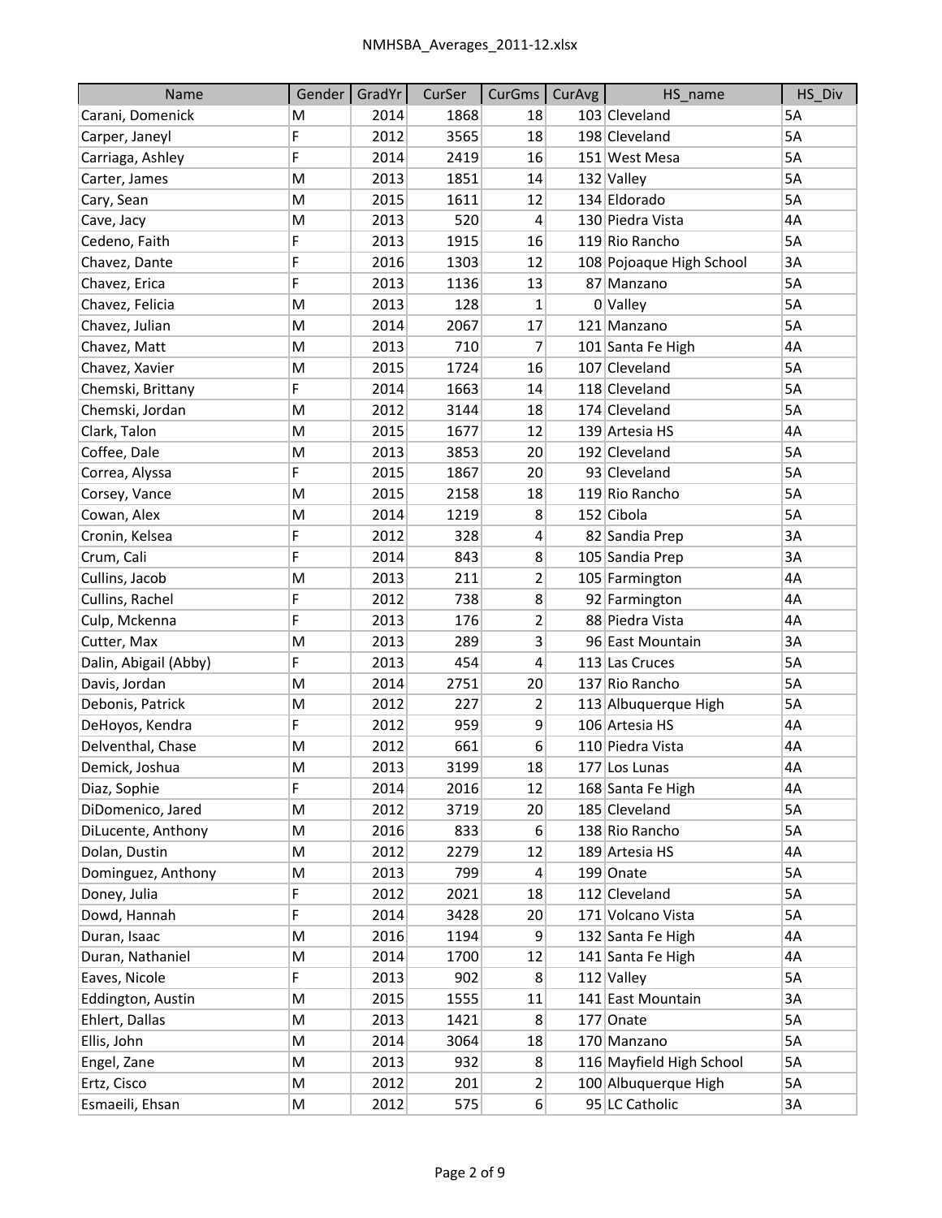| Name | Gender | GradYr | CurSer | CurGms | CurAvg | HS_name | HS_Div |
|---|---|---|---|---|---|---|---|
| Carani, Domenick | M | 2014 | 1868 | 18 | 103 | Cleveland | 5A |
| Carper, Janeyl | F | 2012 | 3565 | 18 | 198 | Cleveland | 5A |
| Carriaga, Ashley | F | 2014 | 2419 | 16 | 151 | West Mesa | 5A |
| Carter, James | M | 2013 | 1851 | 14 | 132 | Valley | 5A |
| Cary, Sean | M | 2015 | 1611 | 12 | 134 | Eldorado | 5A |
| Cave, Jacy | M | 2013 | 520 | 4 | 130 | Piedra Vista | 4A |
| Cedeno, Faith | F | 2013 | 1915 | 16 | 119 | Rio Rancho | 5A |
| Chavez, Dante | F | 2016 | 1303 | 12 | 108 | Pojoaque High School | 3A |
| Chavez, Erica | F | 2013 | 1136 | 13 | 87 | Manzano | 5A |
| Chavez, Felicia | M | 2013 | 128 | 1 | 0 | Valley | 5A |
| Chavez, Julian | M | 2014 | 2067 | 17 | 121 | Manzano | 5A |
| Chavez, Matt | M | 2013 | 710 | 7 | 101 | Santa Fe High | 4A |
| Chavez, Xavier | M | 2015 | 1724 | 16 | 107 | Cleveland | 5A |
| Chemski, Brittany | F | 2014 | 1663 | 14 | 118 | Cleveland | 5A |
| Chemski, Jordan | M | 2012 | 3144 | 18 | 174 | Cleveland | 5A |
| Clark, Talon | M | 2015 | 1677 | 12 | 139 | Artesia HS | 4A |
| Coffee, Dale | M | 2013 | 3853 | 20 | 192 | Cleveland | 5A |
| Correa, Alyssa | F | 2015 | 1867 | 20 | 93 | Cleveland | 5A |
| Corsey, Vance | M | 2015 | 2158 | 18 | 119 | Rio Rancho | 5A |
| Cowan, Alex | M | 2014 | 1219 | 8 | 152 | Cibola | 5A |
| Cronin, Kelsea | F | 2012 | 328 | 4 | 82 | Sandia Prep | 3A |
| Crum, Cali | F | 2014 | 843 | 8 | 105 | Sandia Prep | 3A |
| Cullins, Jacob | M | 2013 | 211 | 2 | 105 | Farmington | 4A |
| Cullins, Rachel | F | 2012 | 738 | 8 | 92 | Farmington | 4A |
| Culp, Mckenna | F | 2013 | 176 | 2 | 88 | Piedra Vista | 4A |
| Cutter, Max | M | 2013 | 289 | 3 | 96 | East Mountain | 3A |
| Dalin, Abigail (Abby) | F | 2013 | 454 | 4 | 113 | Las Cruces | 5A |
| Davis, Jordan | M | 2014 | 2751 | 20 | 137 | Rio Rancho | 5A |
| Debonis, Patrick | M | 2012 | 227 | 2 | 113 | Albuquerque High | 5A |
| DeHoyos, Kendra | F | 2012 | 959 | 9 | 106 | Artesia HS | 4A |
| Delventhal, Chase | M | 2012 | 661 | 6 | 110 | Piedra Vista | 4A |
| Demick, Joshua | M | 2013 | 3199 | 18 | 177 | Los Lunas | 4A |
| Diaz, Sophie | F | 2014 | 2016 | 12 | 168 | Santa Fe High | 4A |
| DiDomenico, Jared | M | 2012 | 3719 | 20 | 185 | Cleveland | 5A |
| DiLucente, Anthony | M | 2016 | 833 | 6 | 138 | Rio Rancho | 5A |
| Dolan, Dustin | M | 2012 | 2279 | 12 | 189 | Artesia HS | 4A |
| Dominguez, Anthony | M | 2013 | 799 | 4 | 199 | Onate | 5A |
| Doney, Julia | F | 2012 | 2021 | 18 | 112 | Cleveland | 5A |
| Dowd, Hannah | F | 2014 | 3428 | 20 | 171 | Volcano Vista | 5A |
| Duran, Isaac | M | 2016 | 1194 | 9 | 132 | Santa Fe High | 4A |
| Duran, Nathaniel | M | 2014 | 1700 | 12 | 141 | Santa Fe High | 4A |
| Eaves, Nicole | F | 2013 | 902 | 8 | 112 | Valley | 5A |
| Eddington, Austin | M | 2015 | 1555 | 11 | 141 | East Mountain | 3A |
| Ehlert, Dallas | M | 2013 | 1421 | 8 | 177 | Onate | 5A |
| Ellis, John | M | 2014 | 3064 | 18 | 170 | Manzano | 5A |
| Engel, Zane | M | 2013 | 932 | 8 | 116 | Mayfield High School | 5A |
| Ertz, Cisco | M | 2012 | 201 | 2 | 100 | Albuquerque High | 5A |
| Esmaeili, Ehsan | M | 2012 | 575 | 6 | 95 | LC Catholic | 3A |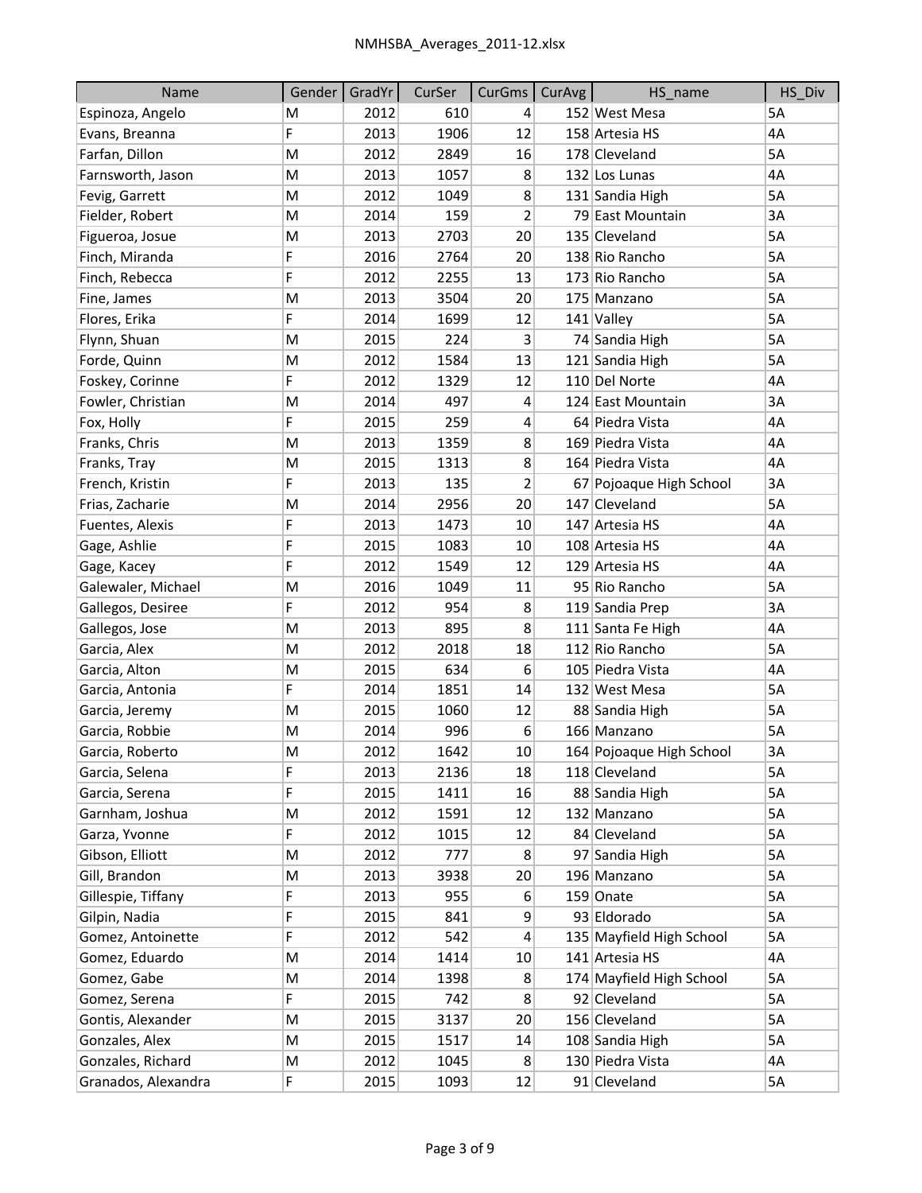| Name | Gender | GradYr | CurSer | CurGms | CurAvg | HS_name | HS_Div |
|---|---|---|---|---|---|---|---|
| Espinoza, Angelo | M | 2012 | 610 | 4 | 152 | West Mesa | 5A |
| Evans, Breanna | F | 2013 | 1906 | 12 | 158 | Artesia HS | 4A |
| Farfan, Dillon | M | 2012 | 2849 | 16 | 178 | Cleveland | 5A |
| Farnsworth, Jason | M | 2013 | 1057 | 8 | 132 | Los Lunas | 4A |
| Fevig, Garrett | M | 2012 | 1049 | 8 | 131 | Sandia High | 5A |
| Fielder, Robert | M | 2014 | 159 | 2 | 79 | East Mountain | 3A |
| Figueroa, Josue | M | 2013 | 2703 | 20 | 135 | Cleveland | 5A |
| Finch, Miranda | F | 2016 | 2764 | 20 | 138 | Rio Rancho | 5A |
| Finch, Rebecca | F | 2012 | 2255 | 13 | 173 | Rio Rancho | 5A |
| Fine, James | M | 2013 | 3504 | 20 | 175 | Manzano | 5A |
| Flores, Erika | F | 2014 | 1699 | 12 | 141 | Valley | 5A |
| Flynn, Shuan | M | 2015 | 224 | 3 | 74 | Sandia High | 5A |
| Forde, Quinn | M | 2012 | 1584 | 13 | 121 | Sandia High | 5A |
| Foskey, Corinne | F | 2012 | 1329 | 12 | 110 | Del Norte | 4A |
| Fowler, Christian | M | 2014 | 497 | 4 | 124 | East Mountain | 3A |
| Fox, Holly | F | 2015 | 259 | 4 | 64 | Piedra Vista | 4A |
| Franks, Chris | M | 2013 | 1359 | 8 | 169 | Piedra Vista | 4A |
| Franks, Tray | M | 2015 | 1313 | 8 | 164 | Piedra Vista | 4A |
| French, Kristin | F | 2013 | 135 | 2 | 67 | Pojoaque High School | 3A |
| Frias, Zacharie | M | 2014 | 2956 | 20 | 147 | Cleveland | 5A |
| Fuentes, Alexis | F | 2013 | 1473 | 10 | 147 | Artesia HS | 4A |
| Gage, Ashlie | F | 2015 | 1083 | 10 | 108 | Artesia HS | 4A |
| Gage, Kacey | F | 2012 | 1549 | 12 | 129 | Artesia HS | 4A |
| Galewaler, Michael | M | 2016 | 1049 | 11 | 95 | Rio Rancho | 5A |
| Gallegos, Desiree | F | 2012 | 954 | 8 | 119 | Sandia Prep | 3A |
| Gallegos, Jose | M | 2013 | 895 | 8 | 111 | Santa Fe High | 4A |
| Garcia, Alex | M | 2012 | 2018 | 18 | 112 | Rio Rancho | 5A |
| Garcia, Alton | M | 2015 | 634 | 6 | 105 | Piedra Vista | 4A |
| Garcia, Antonia | F | 2014 | 1851 | 14 | 132 | West Mesa | 5A |
| Garcia, Jeremy | M | 2015 | 1060 | 12 | 88 | Sandia High | 5A |
| Garcia, Robbie | M | 2014 | 996 | 6 | 166 | Manzano | 5A |
| Garcia, Roberto | M | 2012 | 1642 | 10 | 164 | Pojoaque High School | 3A |
| Garcia, Selena | F | 2013 | 2136 | 18 | 118 | Cleveland | 5A |
| Garcia, Serena | F | 2015 | 1411 | 16 | 88 | Sandia High | 5A |
| Garnham, Joshua | M | 2012 | 1591 | 12 | 132 | Manzano | 5A |
| Garza, Yvonne | F | 2012 | 1015 | 12 | 84 | Cleveland | 5A |
| Gibson, Elliott | M | 2012 | 777 | 8 | 97 | Sandia High | 5A |
| Gill, Brandon | M | 2013 | 3938 | 20 | 196 | Manzano | 5A |
| Gillespie, Tiffany | F | 2013 | 955 | 6 | 159 | Onate | 5A |
| Gilpin, Nadia | F | 2015 | 841 | 9 | 93 | Eldorado | 5A |
| Gomez, Antoinette | F | 2012 | 542 | 4 | 135 | Mayfield High School | 5A |
| Gomez, Eduardo | M | 2014 | 1414 | 10 | 141 | Artesia HS | 4A |
| Gomez, Gabe | M | 2014 | 1398 | 8 | 174 | Mayfield High School | 5A |
| Gomez, Serena | F | 2015 | 742 | 8 | 92 | Cleveland | 5A |
| Gontis, Alexander | M | 2015 | 3137 | 20 | 156 | Cleveland | 5A |
| Gonzales, Alex | M | 2015 | 1517 | 14 | 108 | Sandia High | 5A |
| Gonzales, Richard | M | 2012 | 1045 | 8 | 130 | Piedra Vista | 4A |
| Granados, Alexandra | F | 2015 | 1093 | 12 | 91 | Cleveland | 5A |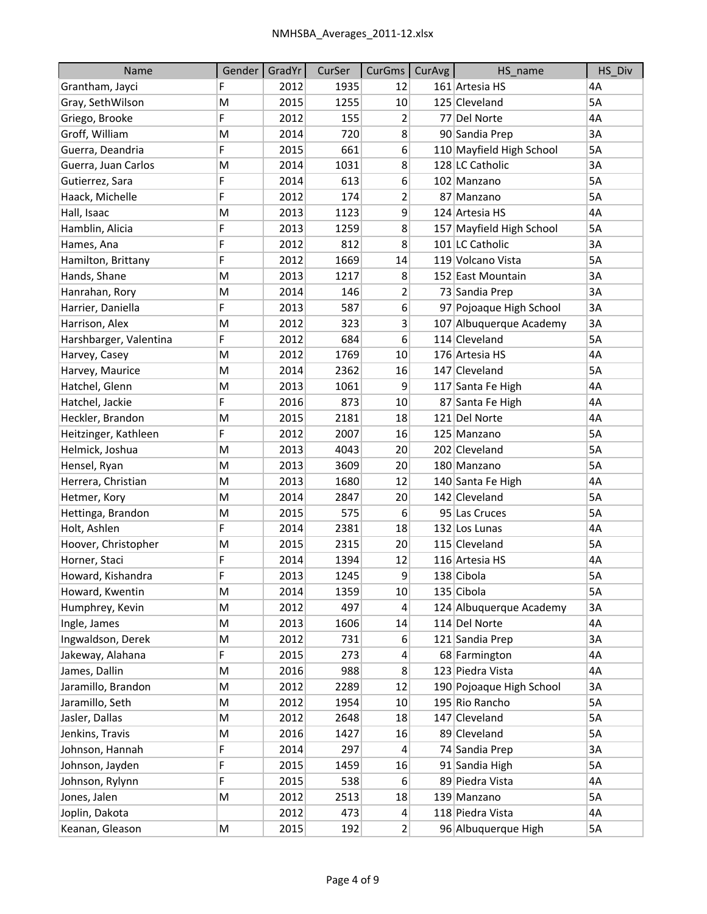| Name | Gender | GradYr | CurSer | CurGms | CurAvg | HS_name | HS_Div |
|---|---|---|---|---|---|---|---|
| Grantham, Jayci | F | 2012 | 1935 | 12 | 161 | Artesia HS | 4A |
| Gray, SethWilson | M | 2015 | 1255 | 10 | 125 | Cleveland | 5A |
| Griego, Brooke | F | 2012 | 155 | 2 | 77 | Del Norte | 4A |
| Groff, William | M | 2014 | 720 | 8 | 90 | Sandia Prep | 3A |
| Guerra, Deandria | F | 2015 | 661 | 6 | 110 | Mayfield High School | 5A |
| Guerra, Juan Carlos | M | 2014 | 1031 | 8 | 128 | LC Catholic | 3A |
| Gutierrez, Sara | F | 2014 | 613 | 6 | 102 | Manzano | 5A |
| Haack, Michelle | F | 2012 | 174 | 2 | 87 | Manzano | 5A |
| Hall, Isaac | M | 2013 | 1123 | 9 | 124 | Artesia HS | 4A |
| Hamblin, Alicia | F | 2013 | 1259 | 8 | 157 | Mayfield High School | 5A |
| Hames, Ana | F | 2012 | 812 | 8 | 101 | LC Catholic | 3A |
| Hamilton, Brittany | F | 2012 | 1669 | 14 | 119 | Volcano Vista | 5A |
| Hands, Shane | M | 2013 | 1217 | 8 | 152 | East Mountain | 3A |
| Hanrahan, Rory | M | 2014 | 146 | 2 | 73 | Sandia Prep | 3A |
| Harrier, Daniella | F | 2013 | 587 | 6 | 97 | Pojoaque High School | 3A |
| Harrison, Alex | M | 2012 | 323 | 3 | 107 | Albuquerque Academy | 3A |
| Harshbarger, Valentina | F | 2012 | 684 | 6 | 114 | Cleveland | 5A |
| Harvey, Casey | M | 2012 | 1769 | 10 | 176 | Artesia HS | 4A |
| Harvey, Maurice | M | 2014 | 2362 | 16 | 147 | Cleveland | 5A |
| Hatchel, Glenn | M | 2013 | 1061 | 9 | 117 | Santa Fe High | 4A |
| Hatchel, Jackie | F | 2016 | 873 | 10 | 87 | Santa Fe High | 4A |
| Heckler, Brandon | M | 2015 | 2181 | 18 | 121 | Del Norte | 4A |
| Heitzinger, Kathleen | F | 2012 | 2007 | 16 | 125 | Manzano | 5A |
| Helmick, Joshua | M | 2013 | 4043 | 20 | 202 | Cleveland | 5A |
| Hensel, Ryan | M | 2013 | 3609 | 20 | 180 | Manzano | 5A |
| Herrera, Christian | M | 2013 | 1680 | 12 | 140 | Santa Fe High | 4A |
| Hetmer, Kory | M | 2014 | 2847 | 20 | 142 | Cleveland | 5A |
| Hettinga, Brandon | M | 2015 | 575 | 6 | 95 | Las Cruces | 5A |
| Holt, Ashlen | F | 2014 | 2381 | 18 | 132 | Los Lunas | 4A |
| Hoover, Christopher | M | 2015 | 2315 | 20 | 115 | Cleveland | 5A |
| Horner, Staci | F | 2014 | 1394 | 12 | 116 | Artesia HS | 4A |
| Howard, Kishandra | F | 2013 | 1245 | 9 | 138 | Cibola | 5A |
| Howard, Kwentin | M | 2014 | 1359 | 10 | 135 | Cibola | 5A |
| Humphrey, Kevin | M | 2012 | 497 | 4 | 124 | Albuquerque Academy | 3A |
| Ingle, James | M | 2013 | 1606 | 14 | 114 | Del Norte | 4A |
| Ingwaldson, Derek | M | 2012 | 731 | 6 | 121 | Sandia Prep | 3A |
| Jakeway, Alahana | F | 2015 | 273 | 4 | 68 | Farmington | 4A |
| James, Dallin | M | 2016 | 988 | 8 | 123 | Piedra Vista | 4A |
| Jaramillo, Brandon | M | 2012 | 2289 | 12 | 190 | Pojoaque High School | 3A |
| Jaramillo, Seth | M | 2012 | 1954 | 10 | 195 | Rio Rancho | 5A |
| Jasler, Dallas | M | 2012 | 2648 | 18 | 147 | Cleveland | 5A |
| Jenkins, Travis | M | 2016 | 1427 | 16 | 89 | Cleveland | 5A |
| Johnson, Hannah | F | 2014 | 297 | 4 | 74 | Sandia Prep | 3A |
| Johnson, Jayden | F | 2015 | 1459 | 16 | 91 | Sandia High | 5A |
| Johnson, Rylynn | F | 2015 | 538 | 6 | 89 | Piedra Vista | 4A |
| Jones, Jalen | M | 2012 | 2513 | 18 | 139 | Manzano | 5A |
| Joplin, Dakota | | 2012 | 473 | 4 | 118 | Piedra Vista | 4A |
| Keanan, Gleason | M | 2015 | 192 | 2 | 96 | Albuquerque High | 5A |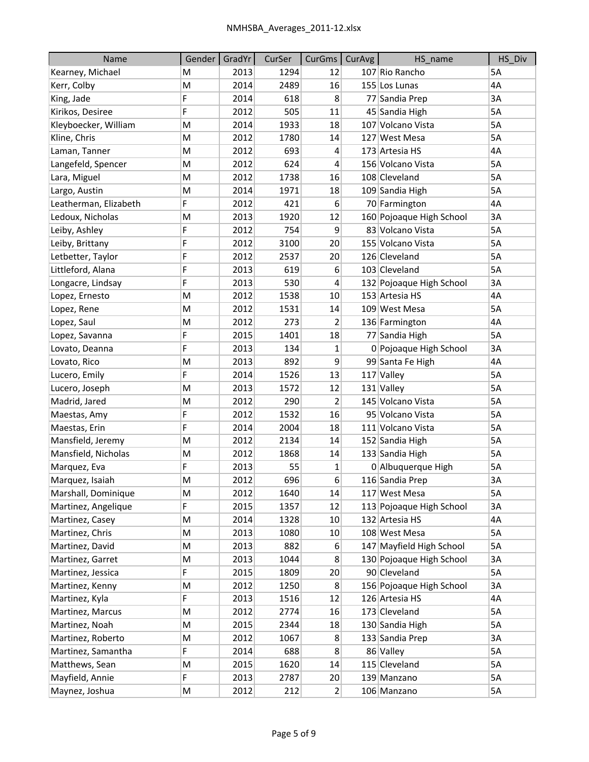| Name | Gender | GradYr | CurSer | CurGms | CurAvg | HS_name | HS_Div |
|---|---|---|---|---|---|---|---|
| Kearney, Michael | M | 2013 | 1294 | 12 | 107 | Rio Rancho | 5A |
| Kerr, Colby | M | 2014 | 2489 | 16 | 155 | Los Lunas | 4A |
| King, Jade | F | 2014 | 618 | 8 | 77 | Sandia Prep | 3A |
| Kirikos, Desiree | F | 2012 | 505 | 11 | 45 | Sandia High | 5A |
| Kleyboecker, William | M | 2014 | 1933 | 18 | 107 | Volcano Vista | 5A |
| Kline, Chris | M | 2012 | 1780 | 14 | 127 | West Mesa | 5A |
| Laman, Tanner | M | 2012 | 693 | 4 | 173 | Artesia HS | 4A |
| Langefeld, Spencer | M | 2012 | 624 | 4 | 156 | Volcano Vista | 5A |
| Lara, Miguel | M | 2012 | 1738 | 16 | 108 | Cleveland | 5A |
| Largo, Austin | M | 2014 | 1971 | 18 | 109 | Sandia High | 5A |
| Leatherman, Elizabeth | F | 2012 | 421 | 6 | 70 | Farmington | 4A |
| Ledoux, Nicholas | M | 2013 | 1920 | 12 | 160 | Pojoaque High School | 3A |
| Leiby, Ashley | F | 2012 | 754 | 9 | 83 | Volcano Vista | 5A |
| Leiby, Brittany | F | 2012 | 3100 | 20 | 155 | Volcano Vista | 5A |
| Letbetter, Taylor | F | 2012 | 2537 | 20 | 126 | Cleveland | 5A |
| Littleford, Alana | F | 2013 | 619 | 6 | 103 | Cleveland | 5A |
| Longacre, Lindsay | F | 2013 | 530 | 4 | 132 | Pojoaque High School | 3A |
| Lopez, Ernesto | M | 2012 | 1538 | 10 | 153 | Artesia HS | 4A |
| Lopez, Rene | M | 2012 | 1531 | 14 | 109 | West Mesa | 5A |
| Lopez, Saul | M | 2012 | 273 | 2 | 136 | Farmington | 4A |
| Lopez, Savanna | F | 2015 | 1401 | 18 | 77 | Sandia High | 5A |
| Lovato, Deanna | F | 2013 | 134 | 1 | 0 | Pojoaque High School | 3A |
| Lovato, Rico | M | 2013 | 892 | 9 | 99 | Santa Fe High | 4A |
| Lucero, Emily | F | 2014 | 1526 | 13 | 117 | Valley | 5A |
| Lucero, Joseph | M | 2013 | 1572 | 12 | 131 | Valley | 5A |
| Madrid, Jared | M | 2012 | 290 | 2 | 145 | Volcano Vista | 5A |
| Maestas, Amy | F | 2012 | 1532 | 16 | 95 | Volcano Vista | 5A |
| Maestas, Erin | F | 2014 | 2004 | 18 | 111 | Volcano Vista | 5A |
| Mansfield, Jeremy | M | 2012 | 2134 | 14 | 152 | Sandia High | 5A |
| Mansfield, Nicholas | M | 2012 | 1868 | 14 | 133 | Sandia High | 5A |
| Marquez, Eva | F | 2013 | 55 | 1 | 0 | Albuquerque High | 5A |
| Marquez, Isaiah | M | 2012 | 696 | 6 | 116 | Sandia Prep | 3A |
| Marshall, Dominique | M | 2012 | 1640 | 14 | 117 | West Mesa | 5A |
| Martinez, Angelique | F | 2015 | 1357 | 12 | 113 | Pojoaque High School | 3A |
| Martinez, Casey | M | 2014 | 1328 | 10 | 132 | Artesia HS | 4A |
| Martinez, Chris | M | 2013 | 1080 | 10 | 108 | West Mesa | 5A |
| Martinez, David | M | 2013 | 882 | 6 | 147 | Mayfield High School | 5A |
| Martinez, Garret | M | 2013 | 1044 | 8 | 130 | Pojoaque High School | 3A |
| Martinez, Jessica | F | 2015 | 1809 | 20 | 90 | Cleveland | 5A |
| Martinez, Kenny | M | 2012 | 1250 | 8 | 156 | Pojoaque High School | 3A |
| Martinez, Kyla | F | 2013 | 1516 | 12 | 126 | Artesia HS | 4A |
| Martinez, Marcus | M | 2012 | 2774 | 16 | 173 | Cleveland | 5A |
| Martinez, Noah | M | 2015 | 2344 | 18 | 130 | Sandia High | 5A |
| Martinez, Roberto | M | 2012 | 1067 | 8 | 133 | Sandia Prep | 3A |
| Martinez, Samantha | F | 2014 | 688 | 8 | 86 | Valley | 5A |
| Matthews, Sean | M | 2015 | 1620 | 14 | 115 | Cleveland | 5A |
| Mayfield, Annie | F | 2013 | 2787 | 20 | 139 | Manzano | 5A |
| Maynez, Joshua | M | 2012 | 212 | 2 | 106 | Manzano | 5A |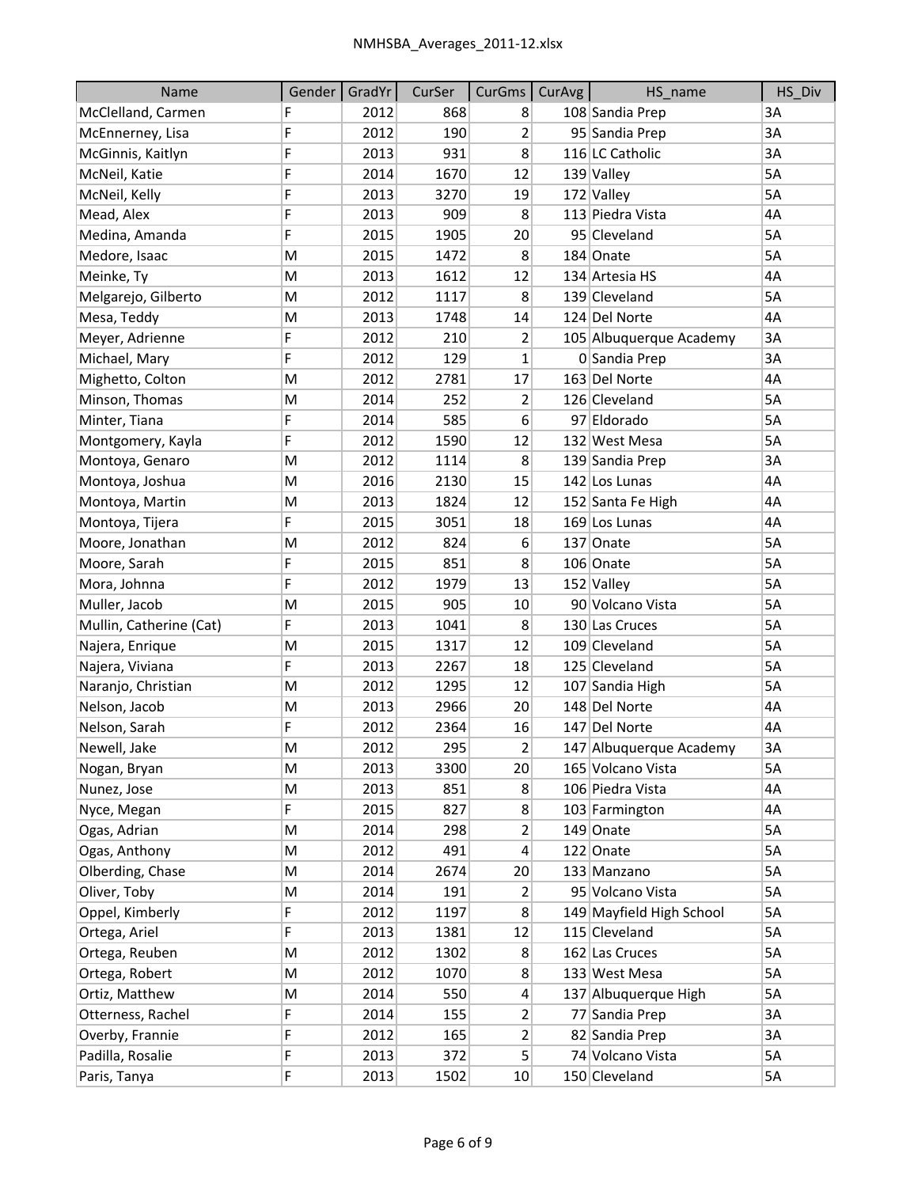| Name | Gender | GradYr | CurSer | CurGms | CurAvg | HS_name | HS_Div |
|---|---|---|---|---|---|---|---|
| McClelland, Carmen | F | 2012 | 868 | 8 | 108 | Sandia Prep | 3A |
| McEnnerney, Lisa | F | 2012 | 190 | 2 | 95 | Sandia Prep | 3A |
| McGinnis, Kaitlyn | F | 2013 | 931 | 8 | 116 | LC Catholic | 3A |
| McNeil, Katie | F | 2014 | 1670 | 12 | 139 | Valley | 5A |
| McNeil, Kelly | F | 2013 | 3270 | 19 | 172 | Valley | 5A |
| Mead, Alex | F | 2013 | 909 | 8 | 113 | Piedra Vista | 4A |
| Medina, Amanda | F | 2015 | 1905 | 20 | 95 | Cleveland | 5A |
| Medore, Isaac | M | 2015 | 1472 | 8 | 184 | Onate | 5A |
| Meinke, Ty | M | 2013 | 1612 | 12 | 134 | Artesia HS | 4A |
| Melgarejo, Gilberto | M | 2012 | 1117 | 8 | 139 | Cleveland | 5A |
| Mesa, Teddy | M | 2013 | 1748 | 14 | 124 | Del Norte | 4A |
| Meyer, Adrienne | F | 2012 | 210 | 2 | 105 | Albuquerque Academy | 3A |
| Michael, Mary | F | 2012 | 129 | 1 | 0 | Sandia Prep | 3A |
| Mighetto, Colton | M | 2012 | 2781 | 17 | 163 | Del Norte | 4A |
| Minson, Thomas | M | 2014 | 252 | 2 | 126 | Cleveland | 5A |
| Minter, Tiana | F | 2014 | 585 | 6 | 97 | Eldorado | 5A |
| Montgomery, Kayla | F | 2012 | 1590 | 12 | 132 | West Mesa | 5A |
| Montoya, Genaro | M | 2012 | 1114 | 8 | 139 | Sandia Prep | 3A |
| Montoya, Joshua | M | 2016 | 2130 | 15 | 142 | Los Lunas | 4A |
| Montoya, Martin | M | 2013 | 1824 | 12 | 152 | Santa Fe High | 4A |
| Montoya, Tijera | F | 2015 | 3051 | 18 | 169 | Los Lunas | 4A |
| Moore, Jonathan | M | 2012 | 824 | 6 | 137 | Onate | 5A |
| Moore, Sarah | F | 2015 | 851 | 8 | 106 | Onate | 5A |
| Mora, Johnna | F | 2012 | 1979 | 13 | 152 | Valley | 5A |
| Muller, Jacob | M | 2015 | 905 | 10 | 90 | Volcano Vista | 5A |
| Mullin, Catherine (Cat) | F | 2013 | 1041 | 8 | 130 | Las Cruces | 5A |
| Najera, Enrique | M | 2015 | 1317 | 12 | 109 | Cleveland | 5A |
| Najera, Viviana | F | 2013 | 2267 | 18 | 125 | Cleveland | 5A |
| Naranjo, Christian | M | 2012 | 1295 | 12 | 107 | Sandia High | 5A |
| Nelson, Jacob | M | 2013 | 2966 | 20 | 148 | Del Norte | 4A |
| Nelson, Sarah | F | 2012 | 2364 | 16 | 147 | Del Norte | 4A |
| Newell, Jake | M | 2012 | 295 | 2 | 147 | Albuquerque Academy | 3A |
| Nogan, Bryan | M | 2013 | 3300 | 20 | 165 | Volcano Vista | 5A |
| Nunez, Jose | M | 2013 | 851 | 8 | 106 | Piedra Vista | 4A |
| Nyce, Megan | F | 2015 | 827 | 8 | 103 | Farmington | 4A |
| Ogas, Adrian | M | 2014 | 298 | 2 | 149 | Onate | 5A |
| Ogas, Anthony | M | 2012 | 491 | 4 | 122 | Onate | 5A |
| Olberding, Chase | M | 2014 | 2674 | 20 | 133 | Manzano | 5A |
| Oliver, Toby | M | 2014 | 191 | 2 | 95 | Volcano Vista | 5A |
| Oppel, Kimberly | F | 2012 | 1197 | 8 | 149 | Mayfield High School | 5A |
| Ortega, Ariel | F | 2013 | 1381 | 12 | 115 | Cleveland | 5A |
| Ortega, Reuben | M | 2012 | 1302 | 8 | 162 | Las Cruces | 5A |
| Ortega, Robert | M | 2012 | 1070 | 8 | 133 | West Mesa | 5A |
| Ortiz, Matthew | M | 2014 | 550 | 4 | 137 | Albuquerque High | 5A |
| Otterness, Rachel | F | 2014 | 155 | 2 | 77 | Sandia Prep | 3A |
| Overby, Frannie | F | 2012 | 165 | 2 | 82 | Sandia Prep | 3A |
| Padilla, Rosalie | F | 2013 | 372 | 5 | 74 | Volcano Vista | 5A |
| Paris, Tanya | F | 2013 | 1502 | 10 | 150 | Cleveland | 5A |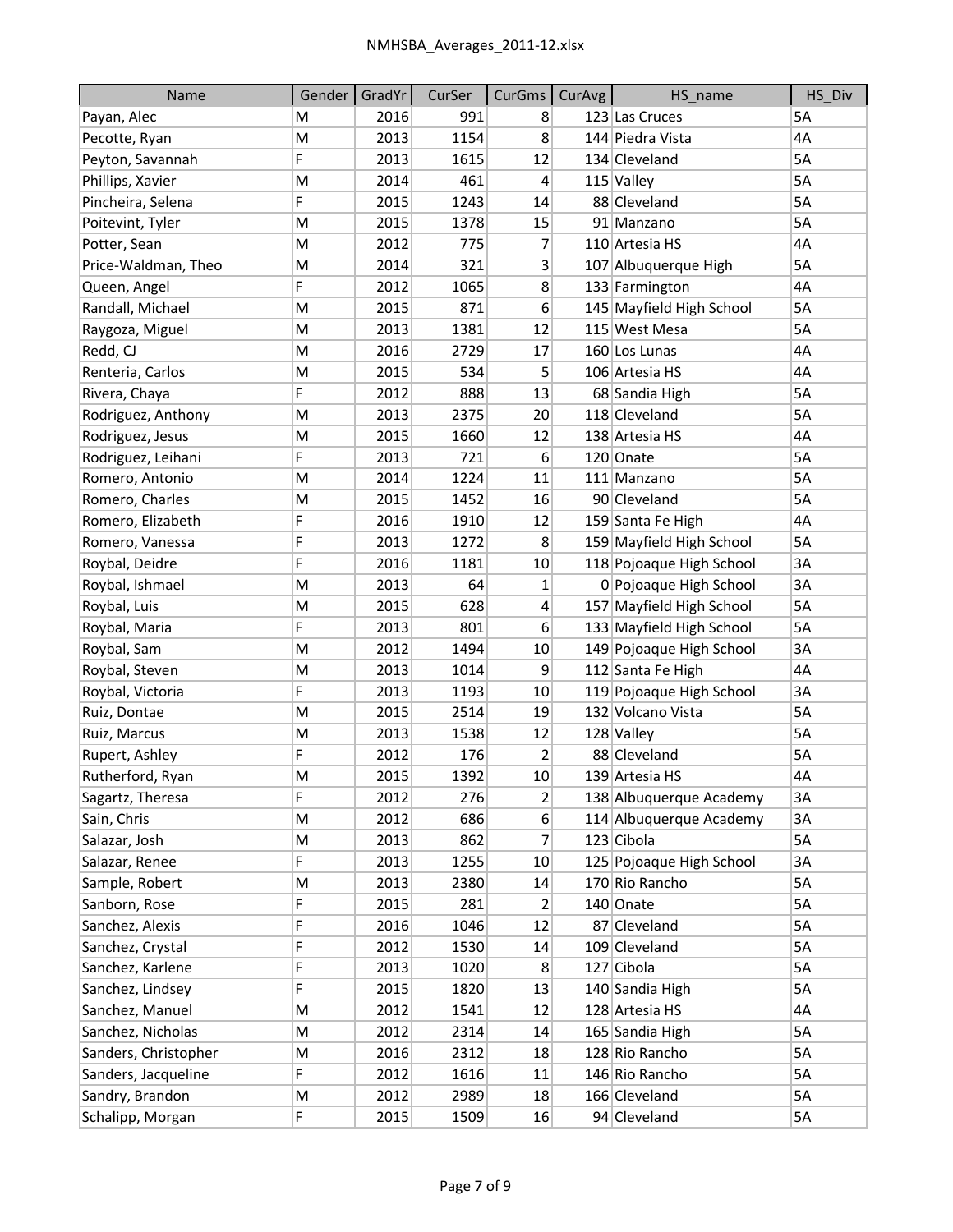| Name | Gender | GradYr | CurSer | CurGms | CurAvg | HS_name | HS_Div |
|---|---|---|---|---|---|---|---|
| Payan, Alec | M | 2016 | 991 | 8 | 123 | Las Cruces | 5A |
| Pecotte, Ryan | M | 2013 | 1154 | 8 | 144 | Piedra Vista | 4A |
| Peyton, Savannah | F | 2013 | 1615 | 12 | 134 | Cleveland | 5A |
| Phillips, Xavier | M | 2014 | 461 | 4 | 115 | Valley | 5A |
| Pincheira, Selena | F | 2015 | 1243 | 14 | 88 | Cleveland | 5A |
| Poitevint, Tyler | M | 2015 | 1378 | 15 | 91 | Manzano | 5A |
| Potter, Sean | M | 2012 | 775 | 7 | 110 | Artesia HS | 4A |
| Price-Waldman, Theo | M | 2014 | 321 | 3 | 107 | Albuquerque High | 5A |
| Queen, Angel | F | 2012 | 1065 | 8 | 133 | Farmington | 4A |
| Randall, Michael | M | 2015 | 871 | 6 | 145 | Mayfield High School | 5A |
| Raygoza, Miguel | M | 2013 | 1381 | 12 | 115 | West Mesa | 5A |
| Redd, CJ | M | 2016 | 2729 | 17 | 160 | Los Lunas | 4A |
| Renteria, Carlos | M | 2015 | 534 | 5 | 106 | Artesia HS | 4A |
| Rivera, Chaya | F | 2012 | 888 | 13 | 68 | Sandia High | 5A |
| Rodriguez, Anthony | M | 2013 | 2375 | 20 | 118 | Cleveland | 5A |
| Rodriguez, Jesus | M | 2015 | 1660 | 12 | 138 | Artesia HS | 4A |
| Rodriguez, Leihani | F | 2013 | 721 | 6 | 120 | Onate | 5A |
| Romero, Antonio | M | 2014 | 1224 | 11 | 111 | Manzano | 5A |
| Romero, Charles | M | 2015 | 1452 | 16 | 90 | Cleveland | 5A |
| Romero, Elizabeth | F | 2016 | 1910 | 12 | 159 | Santa Fe High | 4A |
| Romero, Vanessa | F | 2013 | 1272 | 8 | 159 | Mayfield High School | 5A |
| Roybal, Deidre | F | 2016 | 1181 | 10 | 118 | Pojoaque High School | 3A |
| Roybal, Ishmael | M | 2013 | 64 | 1 | 0 | Pojoaque High School | 3A |
| Roybal, Luis | M | 2015 | 628 | 4 | 157 | Mayfield High School | 5A |
| Roybal, Maria | F | 2013 | 801 | 6 | 133 | Mayfield High School | 5A |
| Roybal, Sam | M | 2012 | 1494 | 10 | 149 | Pojoaque High School | 3A |
| Roybal, Steven | M | 2013 | 1014 | 9 | 112 | Santa Fe High | 4A |
| Roybal, Victoria | F | 2013 | 1193 | 10 | 119 | Pojoaque High School | 3A |
| Ruiz, Dontae | M | 2015 | 2514 | 19 | 132 | Volcano Vista | 5A |
| Ruiz, Marcus | M | 2013 | 1538 | 12 | 128 | Valley | 5A |
| Rupert, Ashley | F | 2012 | 176 | 2 | 88 | Cleveland | 5A |
| Rutherford, Ryan | M | 2015 | 1392 | 10 | 139 | Artesia HS | 4A |
| Sagartz, Theresa | F | 2012 | 276 | 2 | 138 | Albuquerque Academy | 3A |
| Sain, Chris | M | 2012 | 686 | 6 | 114 | Albuquerque Academy | 3A |
| Salazar, Josh | M | 2013 | 862 | 7 | 123 | Cibola | 5A |
| Salazar, Renee | F | 2013 | 1255 | 10 | 125 | Pojoaque High School | 3A |
| Sample, Robert | M | 2013 | 2380 | 14 | 170 | Rio Rancho | 5A |
| Sanborn, Rose | F | 2015 | 281 | 2 | 140 | Onate | 5A |
| Sanchez, Alexis | F | 2016 | 1046 | 12 | 87 | Cleveland | 5A |
| Sanchez, Crystal | F | 2012 | 1530 | 14 | 109 | Cleveland | 5A |
| Sanchez, Karlene | F | 2013 | 1020 | 8 | 127 | Cibola | 5A |
| Sanchez, Lindsey | F | 2015 | 1820 | 13 | 140 | Sandia High | 5A |
| Sanchez, Manuel | M | 2012 | 1541 | 12 | 128 | Artesia HS | 4A |
| Sanchez, Nicholas | M | 2012 | 2314 | 14 | 165 | Sandia High | 5A |
| Sanders, Christopher | M | 2016 | 2312 | 18 | 128 | Rio Rancho | 5A |
| Sanders, Jacqueline | F | 2012 | 1616 | 11 | 146 | Rio Rancho | 5A |
| Sandry, Brandon | M | 2012 | 2989 | 18 | 166 | Cleveland | 5A |
| Schalipp, Morgan | F | 2015 | 1509 | 16 | 94 | Cleveland | 5A |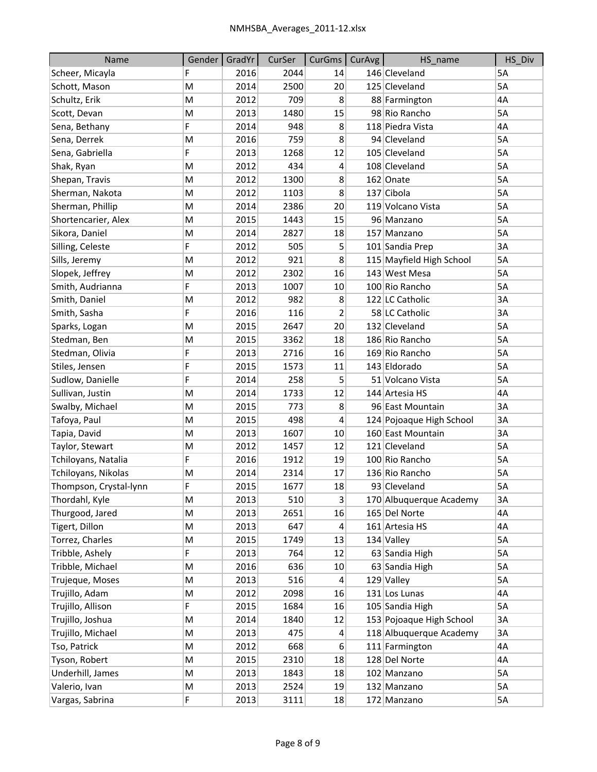| Name | Gender | GradYr | CurSer | CurGms | CurAvg | HS_name | HS_Div |
|---|---|---|---|---|---|---|---|
| Scheer, Micayla | F | 2016 | 2044 | 14 | 146 | Cleveland | 5A |
| Schott, Mason | M | 2014 | 2500 | 20 | 125 | Cleveland | 5A |
| Schultz, Erik | M | 2012 | 709 | 8 | 88 | Farmington | 4A |
| Scott, Devan | M | 2013 | 1480 | 15 | 98 | Rio Rancho | 5A |
| Sena, Bethany | F | 2014 | 948 | 8 | 118 | Piedra Vista | 4A |
| Sena, Derrek | M | 2016 | 759 | 8 | 94 | Cleveland | 5A |
| Sena, Gabriella | F | 2013 | 1268 | 12 | 105 | Cleveland | 5A |
| Shak, Ryan | M | 2012 | 434 | 4 | 108 | Cleveland | 5A |
| Shepan, Travis | M | 2012 | 1300 | 8 | 162 | Onate | 5A |
| Sherman, Nakota | M | 2012 | 1103 | 8 | 137 | Cibola | 5A |
| Sherman, Phillip | M | 2014 | 2386 | 20 | 119 | Volcano Vista | 5A |
| Shortencarier, Alex | M | 2015 | 1443 | 15 | 96 | Manzano | 5A |
| Sikora, Daniel | M | 2014 | 2827 | 18 | 157 | Manzano | 5A |
| Silling, Celeste | F | 2012 | 505 | 5 | 101 | Sandia Prep | 3A |
| Sills, Jeremy | M | 2012 | 921 | 8 | 115 | Mayfield High School | 5A |
| Slopek, Jeffrey | M | 2012 | 2302 | 16 | 143 | West Mesa | 5A |
| Smith, Audrianna | F | 2013 | 1007 | 10 | 100 | Rio Rancho | 5A |
| Smith, Daniel | M | 2012 | 982 | 8 | 122 | LC Catholic | 3A |
| Smith, Sasha | F | 2016 | 116 | 2 | 58 | LC Catholic | 3A |
| Sparks, Logan | M | 2015 | 2647 | 20 | 132 | Cleveland | 5A |
| Stedman, Ben | M | 2015 | 3362 | 18 | 186 | Rio Rancho | 5A |
| Stedman, Olivia | F | 2013 | 2716 | 16 | 169 | Rio Rancho | 5A |
| Stiles, Jensen | F | 2015 | 1573 | 11 | 143 | Eldorado | 5A |
| Sudlow, Danielle | F | 2014 | 258 | 5 | 51 | Volcano Vista | 5A |
| Sullivan, Justin | M | 2014 | 1733 | 12 | 144 | Artesia HS | 4A |
| Swalby, Michael | M | 2015 | 773 | 8 | 96 | East Mountain | 3A |
| Tafoya, Paul | M | 2015 | 498 | 4 | 124 | Pojoaque High School | 3A |
| Tapia, David | M | 2013 | 1607 | 10 | 160 | East Mountain | 3A |
| Taylor, Stewart | M | 2012 | 1457 | 12 | 121 | Cleveland | 5A |
| Tchiloyans, Natalia | F | 2016 | 1912 | 19 | 100 | Rio Rancho | 5A |
| Tchiloyans, Nikolas | M | 2014 | 2314 | 17 | 136 | Rio Rancho | 5A |
| Thompson, Crystal-lynn | F | 2015 | 1677 | 18 | 93 | Cleveland | 5A |
| Thordahl, Kyle | M | 2013 | 510 | 3 | 170 | Albuquerque Academy | 3A |
| Thurgood, Jared | M | 2013 | 2651 | 16 | 165 | Del Norte | 4A |
| Tigert, Dillon | M | 2013 | 647 | 4 | 161 | Artesia HS | 4A |
| Torrez, Charles | M | 2015 | 1749 | 13 | 134 | Valley | 5A |
| Tribble, Ashely | F | 2013 | 764 | 12 | 63 | Sandia High | 5A |
| Tribble, Michael | M | 2016 | 636 | 10 | 63 | Sandia High | 5A |
| Trujeque, Moses | M | 2013 | 516 | 4 | 129 | Valley | 5A |
| Trujillo, Adam | M | 2012 | 2098 | 16 | 131 | Los Lunas | 4A |
| Trujillo, Allison | F | 2015 | 1684 | 16 | 105 | Sandia High | 5A |
| Trujillo, Joshua | M | 2014 | 1840 | 12 | 153 | Pojoaque High School | 3A |
| Trujillo, Michael | M | 2013 | 475 | 4 | 118 | Albuquerque Academy | 3A |
| Tso, Patrick | M | 2012 | 668 | 6 | 111 | Farmington | 4A |
| Tyson, Robert | M | 2015 | 2310 | 18 | 128 | Del Norte | 4A |
| Underhill, James | M | 2013 | 1843 | 18 | 102 | Manzano | 5A |
| Valerio, Ivan | M | 2013 | 2524 | 19 | 132 | Manzano | 5A |
| Vargas, Sabrina | F | 2013 | 3111 | 18 | 172 | Manzano | 5A |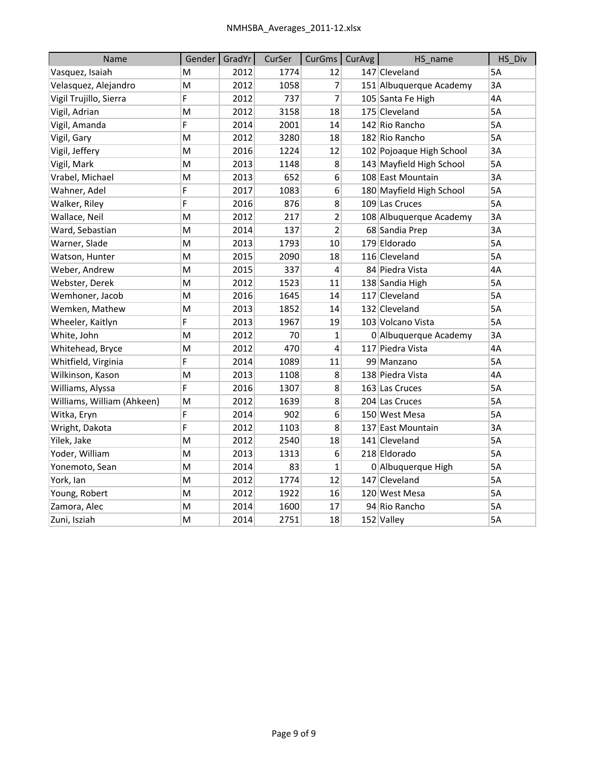| Name | Gender | GradYr | CurSer | CurGms | CurAvg | HS_name | HS_Div |
|---|---|---|---|---|---|---|---|
| Vasquez, Isaiah | M | 2012 | 1774 | 12 | 147 | Cleveland | 5A |
| Velasquez, Alejandro | M | 2012 | 1058 | 7 | 151 | Albuquerque Academy | 3A |
| Vigil Trujillo, Sierra | F | 2012 | 737 | 7 | 105 | Santa Fe High | 4A |
| Vigil, Adrian | M | 2012 | 3158 | 18 | 175 | Cleveland | 5A |
| Vigil, Amanda | F | 2014 | 2001 | 14 | 142 | Rio Rancho | 5A |
| Vigil, Gary | M | 2012 | 3280 | 18 | 182 | Rio Rancho | 5A |
| Vigil, Jeffery | M | 2016 | 1224 | 12 | 102 | Pojoaque High School | 3A |
| Vigil, Mark | M | 2013 | 1148 | 8 | 143 | Mayfield High School | 5A |
| Vrabel, Michael | M | 2013 | 652 | 6 | 108 | East Mountain | 3A |
| Wahner, Adel | F | 2017 | 1083 | 6 | 180 | Mayfield High School | 5A |
| Walker, Riley | F | 2016 | 876 | 8 | 109 | Las Cruces | 5A |
| Wallace, Neil | M | 2012 | 217 | 2 | 108 | Albuquerque Academy | 3A |
| Ward, Sebastian | M | 2014 | 137 | 2 | 68 | Sandia Prep | 3A |
| Warner, Slade | M | 2013 | 1793 | 10 | 179 | Eldorado | 5A |
| Watson, Hunter | M | 2015 | 2090 | 18 | 116 | Cleveland | 5A |
| Weber, Andrew | M | 2015 | 337 | 4 | 84 | Piedra Vista | 4A |
| Webster, Derek | M | 2012 | 1523 | 11 | 138 | Sandia High | 5A |
| Wemhoner, Jacob | M | 2016 | 1645 | 14 | 117 | Cleveland | 5A |
| Wemken, Mathew | M | 2013 | 1852 | 14 | 132 | Cleveland | 5A |
| Wheeler, Kaitlyn | F | 2013 | 1967 | 19 | 103 | Volcano Vista | 5A |
| White, John | M | 2012 | 70 | 1 | 0 | Albuquerque Academy | 3A |
| Whitehead, Bryce | M | 2012 | 470 | 4 | 117 | Piedra Vista | 4A |
| Whitfield, Virginia | F | 2014 | 1089 | 11 | 99 | Manzano | 5A |
| Wilkinson, Kason | M | 2013 | 1108 | 8 | 138 | Piedra Vista | 4A |
| Williams, Alyssa | F | 2016 | 1307 | 8 | 163 | Las Cruces | 5A |
| Williams, William (Ahkeen) | M | 2012 | 1639 | 8 | 204 | Las Cruces | 5A |
| Witka, Eryn | F | 2014 | 902 | 6 | 150 | West Mesa | 5A |
| Wright, Dakota | F | 2012 | 1103 | 8 | 137 | East Mountain | 3A |
| Yilek, Jake | M | 2012 | 2540 | 18 | 141 | Cleveland | 5A |
| Yoder, William | M | 2013 | 1313 | 6 | 218 | Eldorado | 5A |
| Yonemoto, Sean | M | 2014 | 83 | 1 | 0 | Albuquerque High | 5A |
| York, Ian | M | 2012 | 1774 | 12 | 147 | Cleveland | 5A |
| Young, Robert | M | 2012 | 1922 | 16 | 120 | West Mesa | 5A |
| Zamora, Alec | M | 2014 | 1600 | 17 | 94 | Rio Rancho | 5A |
| Zuni, Isziah | M | 2014 | 2751 | 18 | 152 | Valley | 5A |